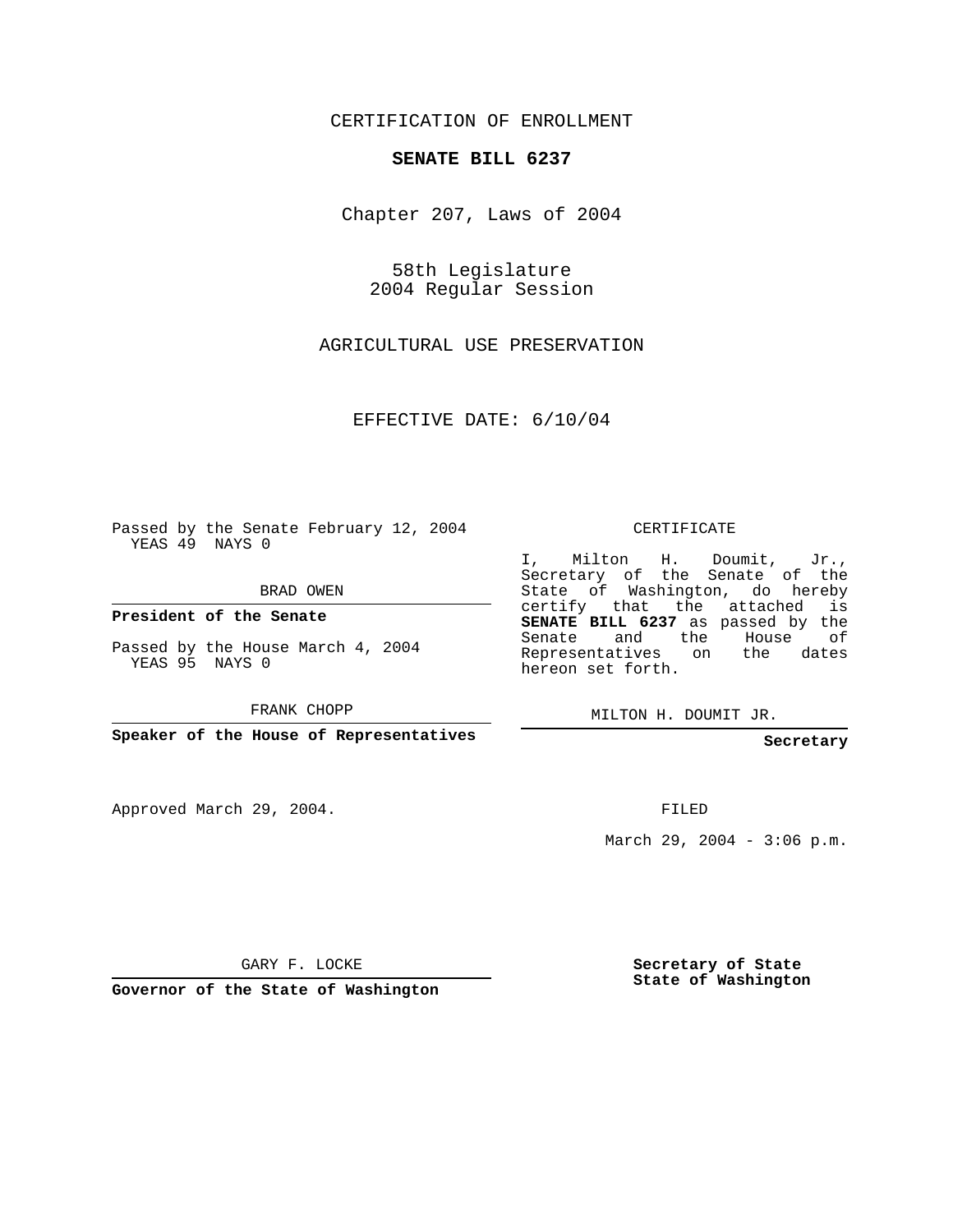CERTIFICATION OF ENROLLMENT

**SENATE BILL 6237**

Chapter 207, Laws of 2004

58th Legislature
2004 Regular Session

AGRICULTURAL USE PRESERVATION

EFFECTIVE DATE: 6/10/04

Passed by the Senate February 12, 2004
YEAS 49 NAYS 0

BRAD OWEN

**President of the Senate**

Passed by the House March 4, 2004
YEAS 95 NAYS 0

FRANK CHOPP

**Speaker of the House of Representatives**

CERTIFICATE

I, Milton H. Doumit, Jr., Secretary of the Senate of the State of Washington, do hereby certify that the attached is **SENATE BILL 6237** as passed by the Senate and the House of Representatives on the dates hereon set forth.

MILTON H. DOUMIT JR.

**Secretary**

Approved March 29, 2004.

GARY F. LOCKE

**Governor of the State of Washington**

FILED

March 29, 2004 - 3:06 p.m.

**Secretary of State**
**State of Washington**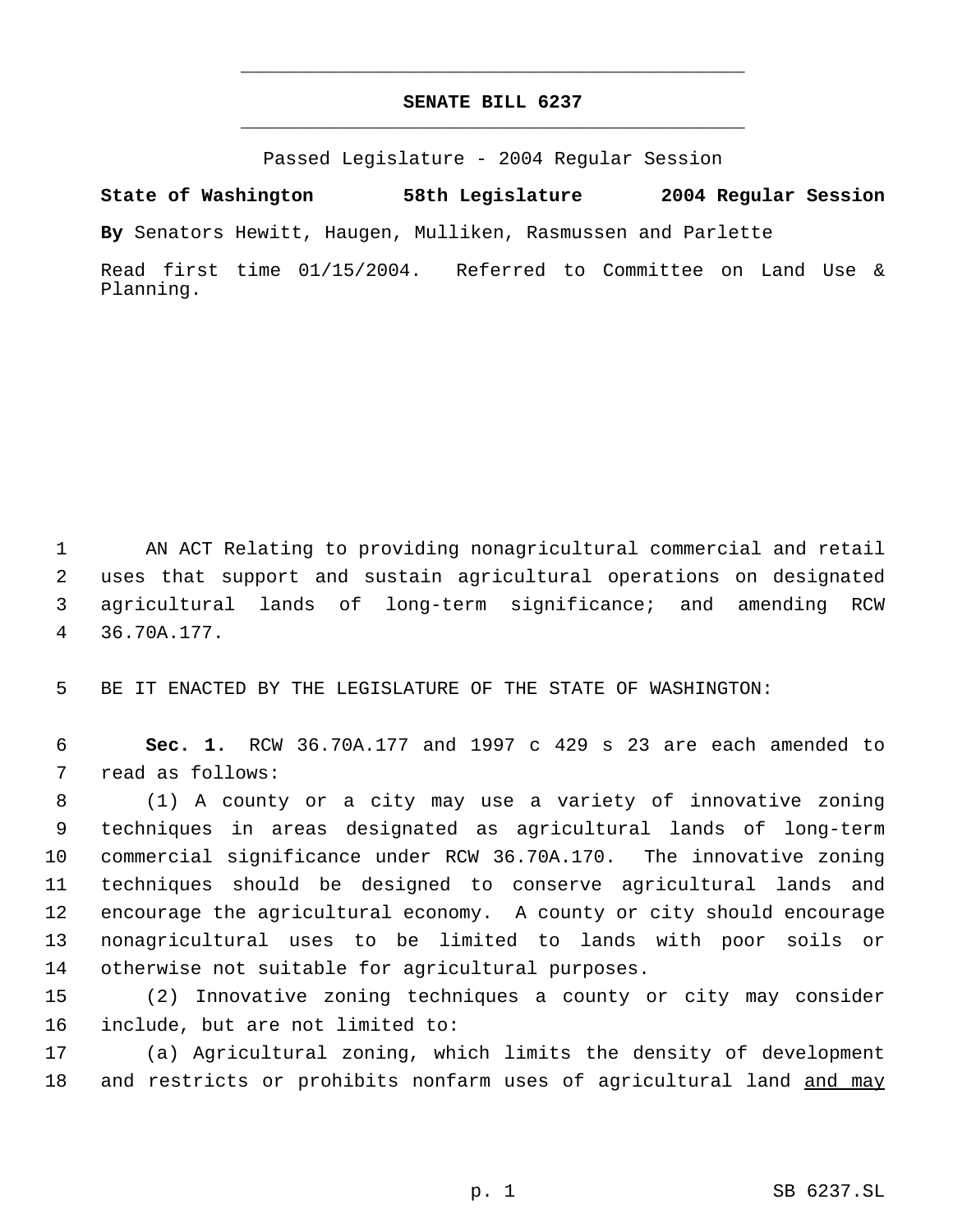# SENATE BILL 6237

Passed Legislature - 2004 Regular Session

**State of Washington 58th Legislature 2004 Regular Session**

**By** Senators Hewitt, Haugen, Mulliken, Rasmussen and Parlette

Read first time 01/15/2004. Referred to Committee on Land Use & Planning.

AN ACT Relating to providing nonagricultural commercial and retail uses that support and sustain agricultural operations on designated agricultural lands of long-term significance; and amending RCW 36.70A.177.

BE IT ENACTED BY THE LEGISLATURE OF THE STATE OF WASHINGTON:

**Sec. 1.** RCW 36.70A.177 and 1997 c 429 s 23 are each amended to read as follows:

(1) A county or a city may use a variety of innovative zoning techniques in areas designated as agricultural lands of long-term commercial significance under RCW 36.70A.170. The innovative zoning techniques should be designed to conserve agricultural lands and encourage the agricultural economy. A county or city should encourage nonagricultural uses to be limited to lands with poor soils or otherwise not suitable for agricultural purposes.

(2) Innovative zoning techniques a county or city may consider include, but are not limited to:

(a) Agricultural zoning, which limits the density of development and restricts or prohibits nonfarm uses of agricultural land <u>and may</u>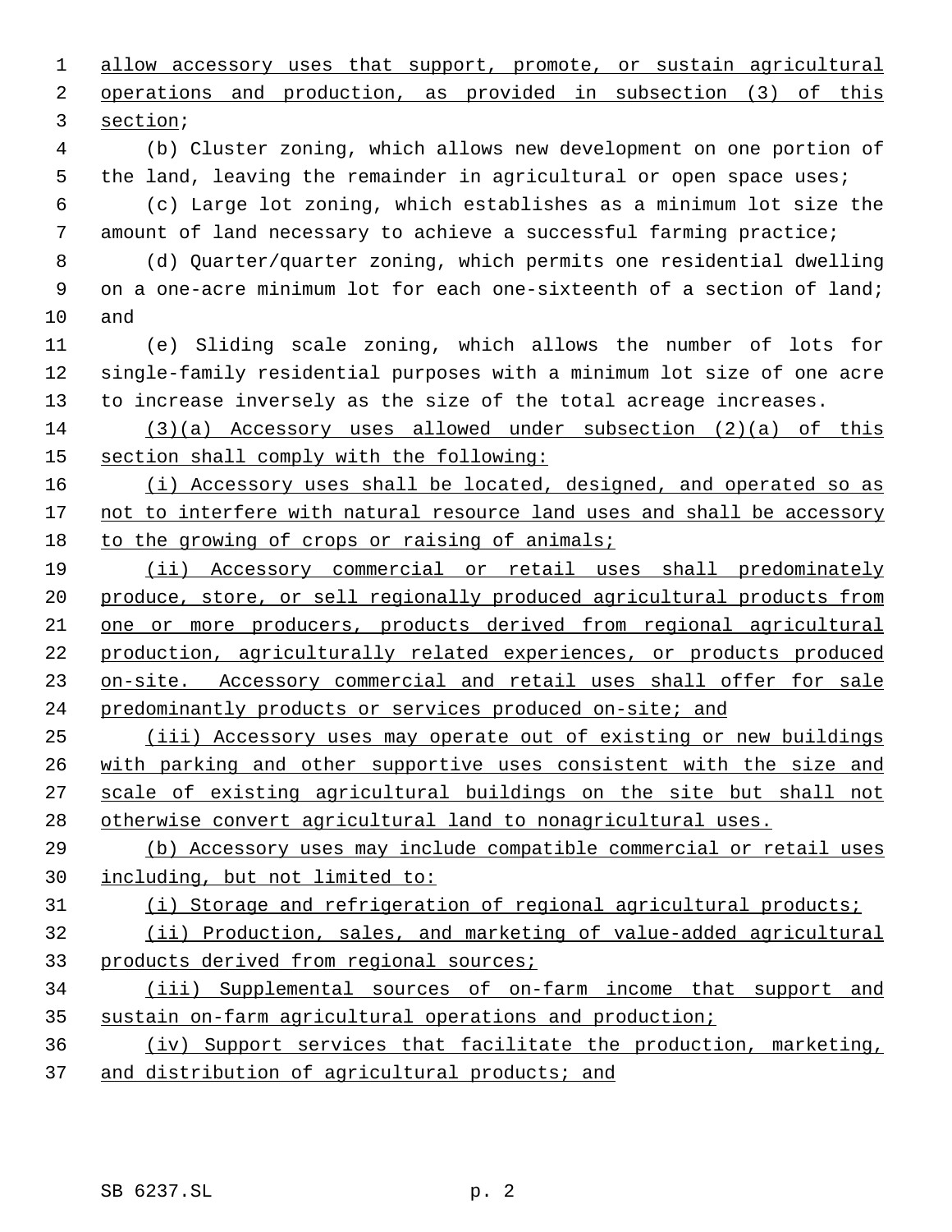allow accessory uses that support, promote, or sustain agricultural operations and production, as provided in subsection (3) of this section;

(b) Cluster zoning, which allows new development on one portion of the land, leaving the remainder in agricultural or open space uses;

(c) Large lot zoning, which establishes as a minimum lot size the amount of land necessary to achieve a successful farming practice;

(d) Quarter/quarter zoning, which permits one residential dwelling on a one-acre minimum lot for each one-sixteenth of a section of land; and

(e) Sliding scale zoning, which allows the number of lots for single-family residential purposes with a minimum lot size of one acre to increase inversely as the size of the total acreage increases.

(3)(a) Accessory uses allowed under subsection (2)(a) of this section shall comply with the following:

(i) Accessory uses shall be located, designed, and operated so as not to interfere with natural resource land uses and shall be accessory to the growing of crops or raising of animals;

(ii) Accessory commercial or retail uses shall predominately produce, store, or sell regionally produced agricultural products from one or more producers, products derived from regional agricultural production, agriculturally related experiences, or products produced on-site. Accessory commercial and retail uses shall offer for sale predominantly products or services produced on-site; and

(iii) Accessory uses may operate out of existing or new buildings with parking and other supportive uses consistent with the size and scale of existing agricultural buildings on the site but shall not otherwise convert agricultural land to nonagricultural uses.

(b) Accessory uses may include compatible commercial or retail uses including, but not limited to:

(i) Storage and refrigeration of regional agricultural products;

(ii) Production, sales, and marketing of value-added agricultural products derived from regional sources;

(iii) Supplemental sources of on-farm income that support and sustain on-farm agricultural operations and production;

(iv) Support services that facilitate the production, marketing, and distribution of agricultural products; and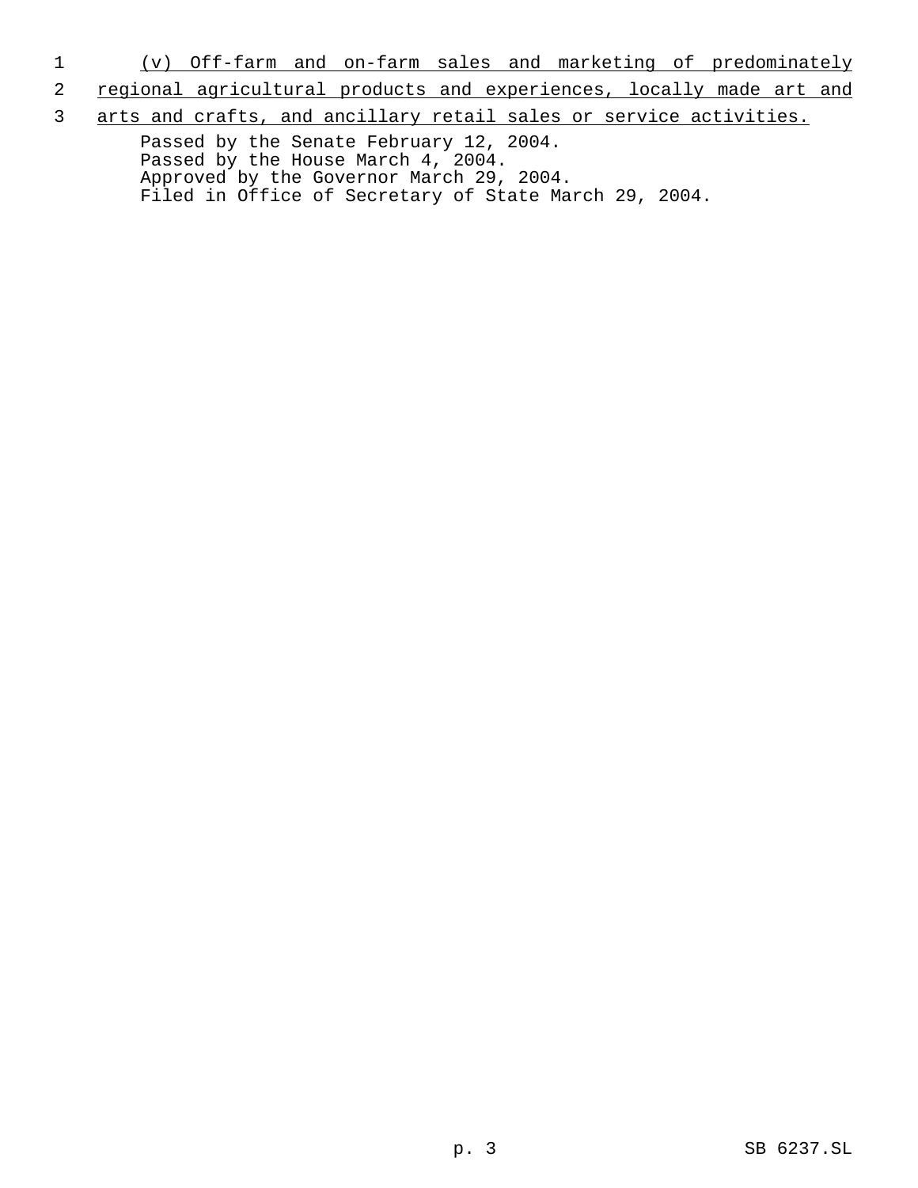(v) Off-farm and on-farm sales and marketing of predominately regional agricultural products and experiences, locally made art and arts and crafts, and ancillary retail sales or service activities.

Passed by the Senate February 12, 2004.
Passed by the House March 4, 2004.
Approved by the Governor March 29, 2004.
Filed in Office of Secretary of State March 29, 2004.